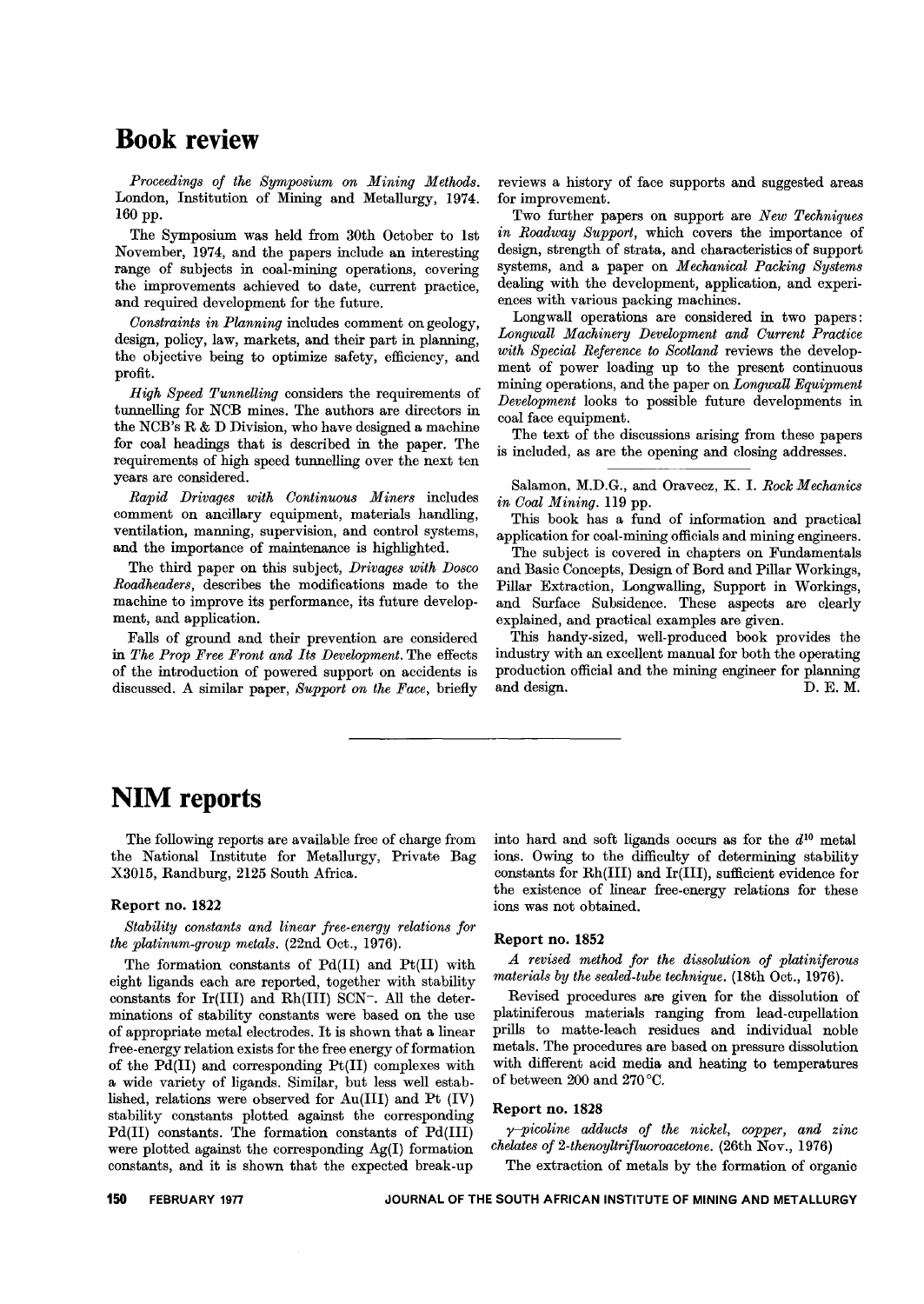# Book review

*Proceedings of the Symposium on Mining Methods.* London, Institution of Mining and Metallurgy, 1974. 160 pp.

The Symposium was held from 30th October to 1st November, 1974, and the papers include an interesting range of subjects in coal-mining operations, covering the improvements achieved to date, current practice, and required development for the future.

*Constraints in Planning* includes comment on geology, design, policy, law, markets, and their part in planning, the objective being to optimize safety, efficiency, and profit.

*High Speed Tunnelling* considers the requirements of tunnelling for NCB mines. The authors are directors in the NCB's R & D Division, who have designed a machine for coal headings that is described in the paper. The requirements of high speed tunnelling over the next ten years are considered.

*Rapid Drivages with Continuous Miners* includes comment on ancillary equipment, materials handling, ventilation, manning, supervision, and control systems, and the importance of maintenance is highlighted.

The third paper on this subject, *Drivages with Dosco Roadheaders*, describes the modifications made to the machine to improve its performance, its future development, and application.

Falls of ground and their prevention are considered in *The Prop Free Front and Its Development.* The effects of the introduction of powered support on accidents is discussed. A similar paper, *Support on the Face*, briefly reviews a history of face supports and suggested areas for improvement.

Two further papers on support are *New Techniques in Roadway Support*, which covers the importance of design, strength of strata, and characteristics of support systems, and a paper on *Mechanical Packing Systems* dealing with the development, application, and experiences with various packing machines.

Longwall operations are considered in two papers: *Longwall Machinery Development and Current Practice with Special Reference to Scotland* reviews the development of power loading up to the present continuous mining operations, and the paper on *Longwall Equipment Development* looks to possible future developments in coal face equipment.

The text of the discussions arising from these papers is included, as are the opening and closing addresses.

---

Salamon, M.D.G., and Oravecz, K. I. *Rock Mechanics in Coal Mining.* 119 pp.

This book has a fund of information and practical application for coal-mining officials and mining engineers.

The subject is covered in chapters on Fundamentals and Basic Concepts, Design of Bord and Pillar Workings, Pillar Extraction, Longwalling, Support in Workings, and Surface Subsidence. These aspects are clearly explained, and practical examples are given.

This handy-sized, well-produced book provides the industry with an excellent manual for both the operating production official and the mining engineer for planning and design.

D. E. M.

# NIM reports

The following reports are available free of charge from the National Institute for Metallurgy, Private Bag X3015, Randburg, 2125 South Africa.

### Report no. 1822

*Stability constants and linear free-energy relations for the platinum-group metals.* (22nd Oct., 1976).

The formation constants of Pd(II) and Pt(II) with eight ligands each are reported, together with stability constants for Ir(III) and Rh(III) $SCN^-$. All the determinations of stability constants were based on the use of appropriate metal electrodes. It is shown that a linear free-energy relation exists for the free energy of formation of the Pd(II) and corresponding Pt(II) complexes with a wide variety of ligands. Similar, but less well established, relations were observed for Au(III) and Pt (IV) stability constants plotted against the corresponding Pd(II) constants. The formation constants of Pd(III) were plotted against the corresponding Ag(I) formation constants, and it is shown that the expected break-up into hard and soft ligands occurs as for the $d^{10}$ metal ions. Owing to the difficulty of determining stability constants for Rh(III) and Ir(III), sufficient evidence for the existence of linear free-energy relations for these ions was not obtained.

### Report no. 1852

*A revised method for the dissolution of platiniferous materials by the sealed-tube technique.* (18th Oct., 1976).

Revised procedures are given for the dissolution of platiniferous materials ranging from lead-cupellation prills to matte-leach residues and individual noble metals. The procedures are based on pressure dissolution with different acid media and heating to temperatures of between 200 and 270 °C.

### Report no. 1828

*γ-picoline adducts of the nickel, copper, and zinc chelates of 2-thenoyltrifluoroacetone.* (26th Nov., 1976)

The extraction of metals by the formation of organic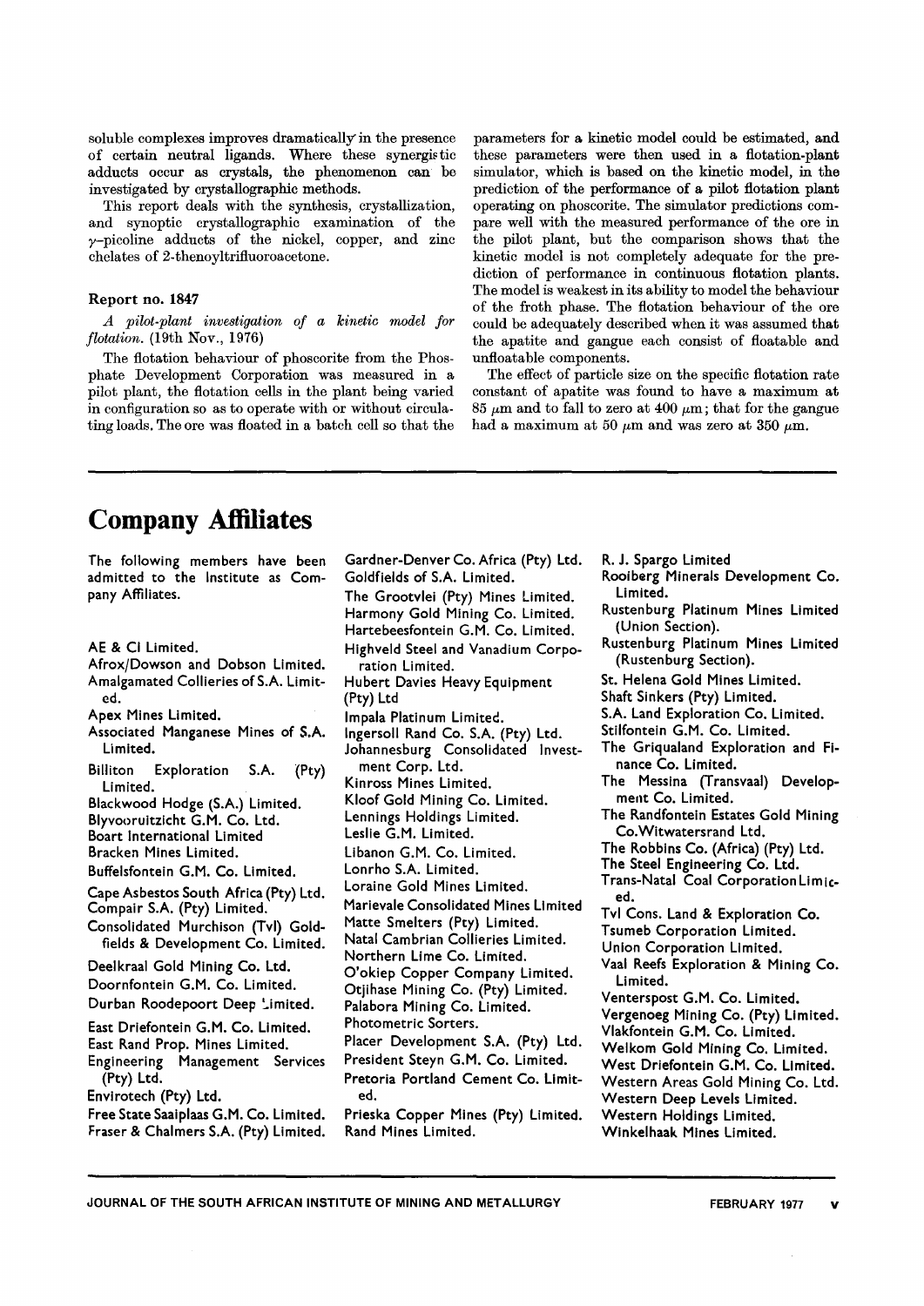soluble complexes improves dramatically in the presence of certain neutral ligands. Where these synergistic adducts occur as crystals, the phenomenon can be investigated by crystallographic methods.

This report deals with the synthesis, crystallization, and synoptic crystallographic examination of the $\gamma$-picoline adducts of the nickel, copper, and zinc chelates of 2-thenoyltrifluoroacetone.

### Report no. 1847

*A pilot-plant investigation of a kinetic model for flotation.* (19th Nov., 1976)

The flotation behaviour of phoscorite from the Phosphate Development Corporation was measured in a pilot plant, the flotation cells in the plant being varied in configuration so as to operate with or without circulating loads. The ore was floated in a batch cell so that the parameters for a kinetic model could be estimated, and these parameters were then used in a flotation-plant simulator, which is based on the kinetic model, in the prediction of the performance of a pilot flotation plant operating on phoscorite. The simulator predictions compare well with the measured performance of the ore in the pilot plant, but the comparison shows that the kinetic model is not completely adequate for the prediction of performance in continuous flotation plants. The model is weakest in its ability to model the behaviour of the froth phase. The flotation behaviour of the ore could be adequately described when it was assumed that the apatite and gangue each consist of floatable and unfloatable components.

The effect of particle size on the specific flotation rate constant of apatite was found to have a maximum at 85 $\mu$m and to fall to zero at 400 $\mu$m; that for the gangue had a maximum at 50 $\mu$m and was zero at 350 $\mu$m.

# Company Affiliates

The following members have been admitted to the Institute as Company Affiliates.

AE & CI Limited.
Afrox/Dowson and Dobson Limited.
Amalgamated Collieries of S.A. Limited.
Apex Mines Limited.
Associated Manganese Mines of S.A. Limited.
Billiton Exploration S.A. (Pty) Limited.
Blackwood Hodge (S.A.) Limited.
Blyvooruitzicht G.M. Co. Ltd.
Boart International Limited
Bracken Mines Limited.
Buffelsfontein G.M. Co. Limited.
Cape Asbestos South Africa (Pty) Ltd.
Compair S.A. (Pty) Limited.
Consolidated Murchison (Tvl) Goldfields & Development Co. Limited.
Deelkraal Gold Mining Co. Ltd.
Doornfontein G.M. Co. Limited.
Durban Roodepoort Deep Limited.
East Driefontein G.M. Co. Limited.
East Rand Prop. Mines Limited.
Engineering Management Services (Pty) Ltd.
Envirotech (Pty) Ltd.
Free State Saaiplaas G.M. Co. Limited.
Fraser & Chalmers S.A. (Pty) Limited.
Gardner-Denver Co. Africa (Pty) Ltd.
Goldfields of S.A. Limited.
The Grootvlei (Pty) Mines Limited.
Harmony Gold Mining Co. Limited.
Hartebeesfontein G.M. Co. Limited.
Highveld Steel and Vanadium Corporation Limited.
Hubert Davies Heavy Equipment (Pty) Ltd
Impala Platinum Limited.
Ingersoll Rand Co. S.A. (Pty) Ltd.
Johannesburg Consolidated Investment Corp. Ltd.
Kinross Mines Limited.
Kloof Gold Mining Co. Limited.
Lennings Holdings Limited.
Leslie G.M. Limited.
Libanon G.M. Co. Limited.
Lonrho S.A. Limited.
Loraine Gold Mines Limited.
Marievale Consolidated Mines Limited
Matte Smelters (Pty) Limited.
Natal Cambrian Collieries Limited.
Northern Lime Co. Limited.
O'okiep Copper Company Limited.
Otjihase Mining Co. (Pty) Limited.
Palabora Mining Co. Limited.
Photometric Sorters.
Placer Development S.A. (Pty) Ltd.
President Steyn G.M. Co. Limited.
Pretoria Portland Cement Co. Limited.
Prieska Copper Mines (Pty) Limited.
Rand Mines Limited.
R. J. Spargo Limited
Rooiberg Minerals Development Co. Limited.
Rustenburg Platinum Mines Limited (Union Section).
Rustenburg Platinum Mines Limited (Rustenburg Section).
St. Helena Gold Mines Limited.
Shaft Sinkers (Pty) Limited.
S.A. Land Exploration Co. Limited.
Stilfontein G.M. Co. Limited.
The Griqualand Exploration and Finance Co. Limited.
The Messina (Transvaal) Development Co. Limited.
The Randfontein Estates Gold Mining Co. Witwatersrand Ltd.
The Robbins Co. (Africa) (Pty) Ltd.
The Steel Engineering Co. Ltd.
Trans-Natal Coal Corporation Limited.
Tvl Cons. Land & Exploration Co.
Tsumeb Corporation Limited.
Union Corporation Limited.
Vaal Reefs Exploration & Mining Co. Limited.
Venterspost G.M. Co. Limited.
Vergenoeg Mining Co. (Pty) Limited.
Vlakfontein G.M. Co. Limited.
Welkom Gold Mining Co. Limited.
West Driefontein G.M. Co. Limited.
Western Areas Gold Mining Co. Ltd.
Western Deep Levels Limited.
Western Holdings Limited.
Winkelhaak Mines Limited.